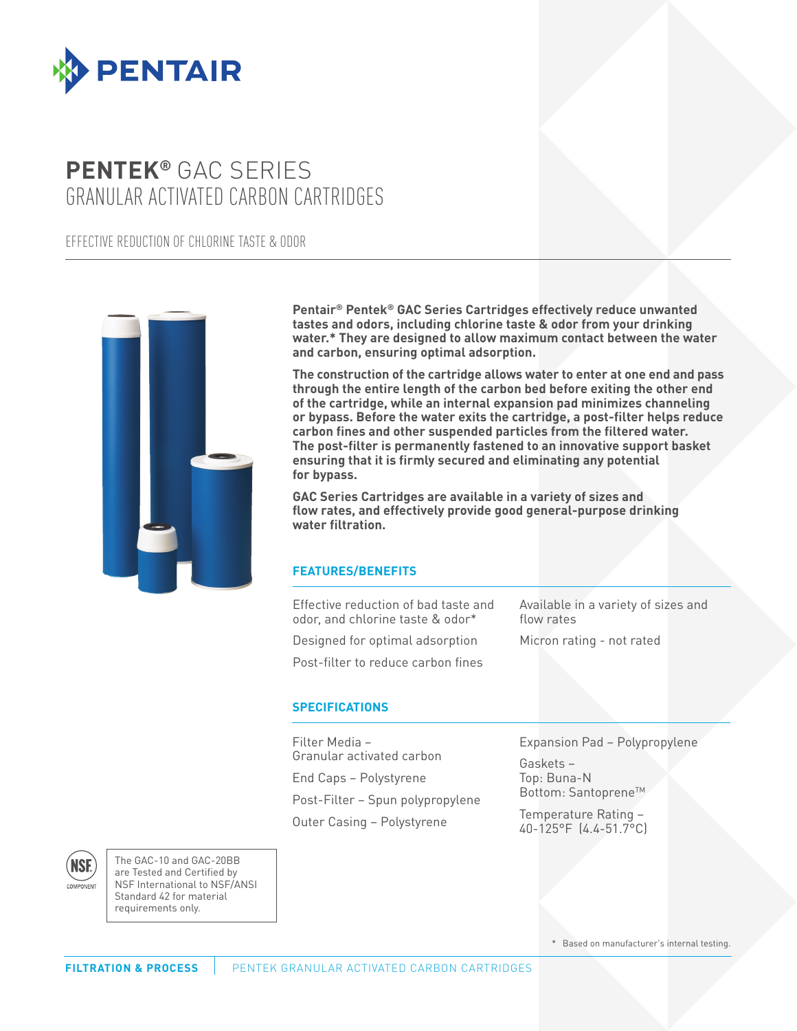PENTAIR

# PENTEK® GAC SERIES
## GRANULAR ACTIVATED CARBON CARTRIDGES

EFFECTIVE REDUCTION OF CHLORINE TASTE & ODOR

**Pentair® Pentek® GAC Series Cartridges effectively reduce unwanted tastes and odors, including chlorine taste & odor from your drinking water.* They are designed to allow maximum contact between the water and carbon, ensuring optimal adsorption.**

**The construction of the cartridge allows water to enter at one end and pass through the entire length of the carbon bed before exiting the other end of the cartridge, while an internal expansion pad minimizes channeling or bypass. Before the water exits the cartridge, a post-filter helps reduce carbon fines and other suspended particles from the filtered water. The post-filter is permanently fastened to an innovative support basket ensuring that it is firmly secured and eliminating any potential for bypass.**

**GAC Series Cartridges are available in a variety of sizes and flow rates, and effectively provide good general-purpose drinking water filtration.**

### FEATURES/BENEFITS

- Effective reduction of bad taste and odor, and chlorine taste & odor*
- Designed for optimal adsorption
- Post-filter to reduce carbon fines
- Available in a variety of sizes and flow rates
- Micron rating - not rated

### SPECIFICATIONS

Filter Media – Granular activated carbon

End Caps – Polystyrene

Post-Filter – Spun polypropylene

Outer Casing – Polystyrene

Expansion Pad – Polypropylene

Gaskets –
Top: Buna-N
Bottom: Santoprene™

Temperature Rating – 40-125°F (4.4-51.7°C)

NSF COMPONENT

The GAC-10 and GAC-20BB are Tested and Certified by NSF International to NSF/ANSI Standard 42 for material requirements only.

\* Based on manufacturer's internal testing.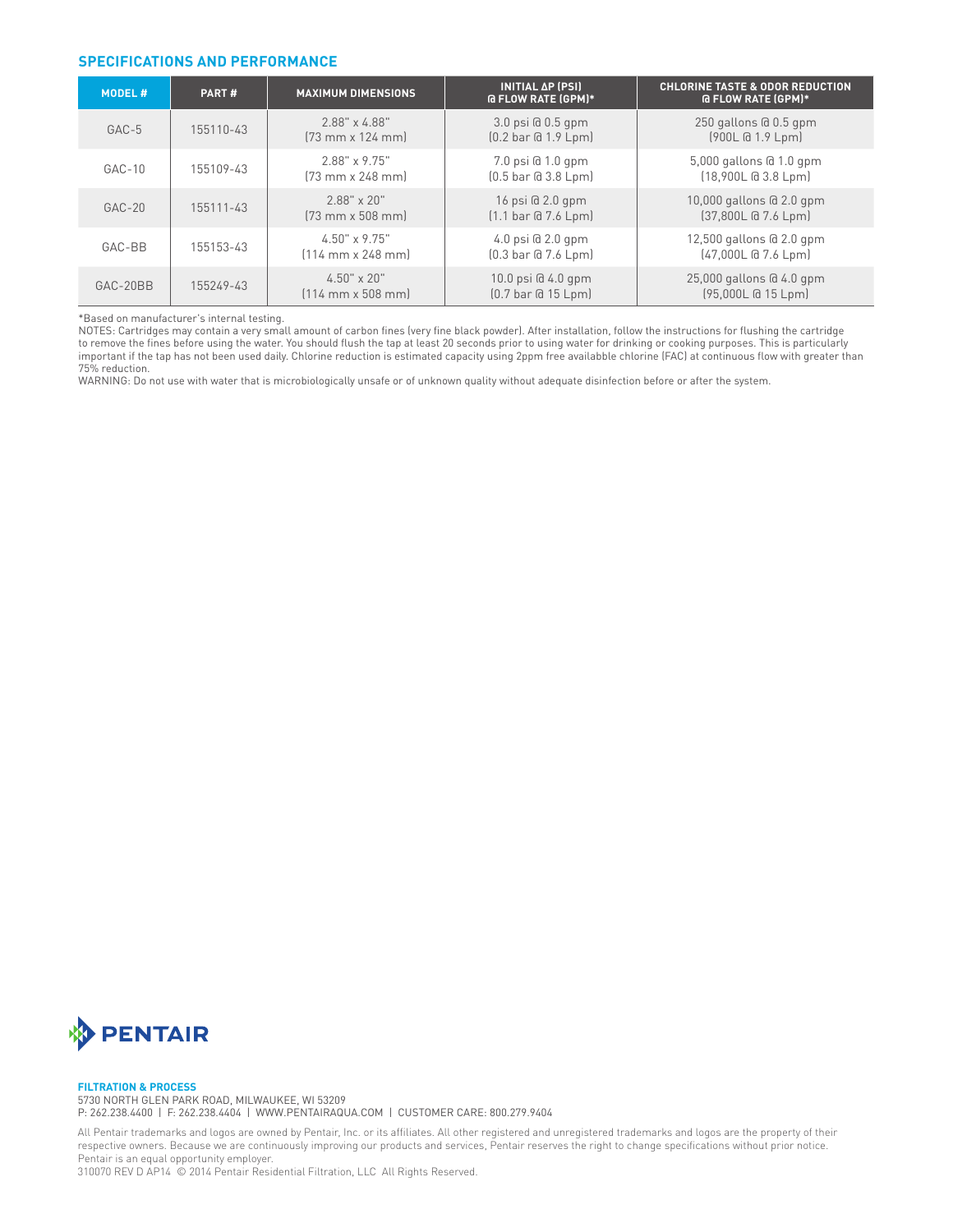## SPECIFICATIONS AND PERFORMANCE

| MODEL # | PART # | MAXIMUM DIMENSIONS | INITIAL ΔP (PSI) @ FLOW RATE (GPM)* | CHLORINE TASTE & ODOR REDUCTION @ FLOW RATE (GPM)* |
|---|---|---|---|---|
| GAC-5 | 155110-43 | 2.88" x 4.88" (73 mm x 124 mm) | 3.0 psi @ 0.5 gpm (0.2 bar @ 1.9 Lpm) | 250 gallons @ 0.5 gpm (900L @ 1.9 Lpm) |
| GAC-10 | 155109-43 | 2.88" x 9.75" (73 mm x 248 mm) | 7.0 psi @ 1.0 gpm (0.5 bar @ 3.8 Lpm) | 5,000 gallons @ 1.0 gpm (18,900L @ 3.8 Lpm) |
| GAC-20 | 155111-43 | 2.88" x 20" (73 mm x 508 mm) | 16 psi @ 2.0 gpm (1.1 bar @ 7.6 Lpm) | 10,000 gallons @ 2.0 gpm (37,800L @ 7.6 Lpm) |
| GAC-BB | 155153-43 | 4.50" x 9.75" (114 mm x 248 mm) | 4.0 psi @ 2.0 gpm (0.3 bar @ 7.6 Lpm) | 12,500 gallons @ 2.0 gpm (47,000L @ 7.6 Lpm) |
| GAC-20BB | 155249-43 | 4.50" x 20" (114 mm x 508 mm) | 10.0 psi @ 4.0 gpm (0.7 bar @ 15 Lpm) | 25,000 gallons @ 4.0 gpm (95,000L @ 15 Lpm) |

*Based on manufacturer's internal testing.
NOTES: Cartridges may contain a very small amount of carbon fines (very fine black powder). After installation, follow the instructions for flushing the cartridge to remove the fines before using the water. You should flush the tap at least 20 seconds prior to using water for drinking or cooking purposes. This is particularly important if the tap has not been used daily. Chlorine reduction is estimated capacity using 2ppm free availabble chlorine (FAC) at continuous flow with greater than 75% reduction.
WARNING: Do not use with water that is microbiologically unsafe or of unknown quality without adequate disinfection before or after the system.

PENTAIR

**FILTRATION & PROCESS**
5730 NORTH GLEN PARK ROAD, MILWAUKEE, WI 53209
P: 262.238.4400 | F: 262.238.4404 | WWW.PENTAIRAQUA.COM | CUSTOMER CARE: 800.279.9404

All Pentair trademarks and logos are owned by Pentair, Inc. or its affiliates. All other registered and unregistered trademarks and logos are the property of their respective owners. Because we are continuously improving our products and services, Pentair reserves the right to change specifications without prior notice. Pentair is an equal opportunity employer.
310070 REV D AP14 © 2014 Pentair Residential Filtration, LLC All Rights Reserved.